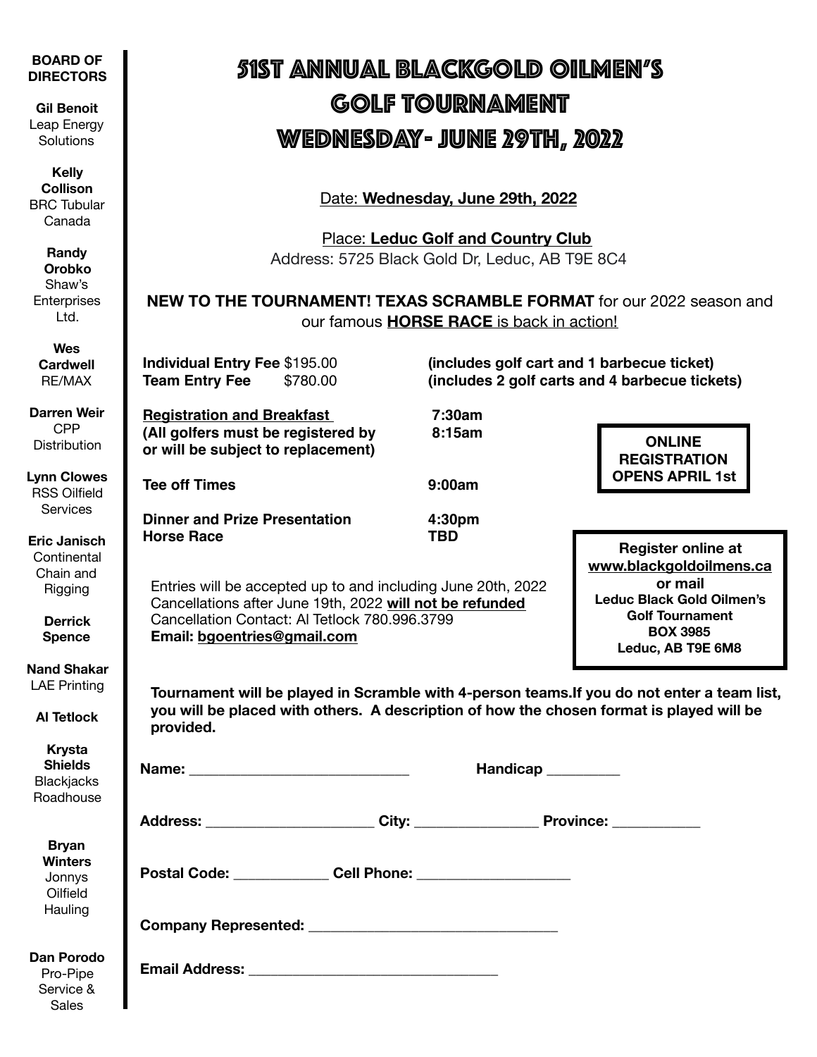# 51st Annual BlackGold Oilmen's Golf Tournament Wednesday- June 29th, 2022

Date: **Wednesday, June 29th, 2022**

Place: **Leduc Golf and Country Club**
Address: 5725 Black Gold Dr, Leduc, AB T9E 8C4

**NEW TO THE TOURNAMENT! TEXAS SCRAMBLE FORMAT** for our 2022 season and our famous **HORSE RACE** is back in action!

**Individual Entry Fee** $195.00 — **(includes golf cart and 1 barbecue ticket)**
**Team Entry Fee** $780.00 — **(includes 2 golf carts and 4 barbecue tickets)**

| | |
|---|---|
| **Registration and Breakfast** | **7:30am** |
| **(All golfers must be registered by or will be subject to replacement)** | **8:15am** |
| **Tee off Times** | **9:00am** |
| **Dinner and Prize Presentation** | **4:30pm** |
| **Horse Race** | **TBD** |

**ONLINE REGISTRATION OPENS APRIL 1st**

Entries will be accepted up to and including June 20th, 2022
Cancellations after June 19th, 2022 **will not be refunded**
Cancellation Contact: Al Tetlock 780.996.3799
**Email: bgoentries@gmail.com**

**Register online at www.blackgoldoilmens.ca or mail**
**Leduc Black Gold Oilmen's Golf Tournament**
**BOX 3985**
**Leduc, AB T9E 6M8**

**Tournament will be played in Scramble with 4-person teams.If you do not enter a team list, you will be placed with others. A description of how the chosen format is played will be provided.**

**Name:** ____________________________ **Handicap** _________

**Address:** ______________________ **City:** ________________ **Province:** ___________

**Postal Code:** ____________ **Cell Phone:** ___________________

**Company Represented:** ________________________________

**Email Address:** ________________________________

**BOARD OF DIRECTORS**

**Gil Benoit** Leap Energy Solutions
**Kelly Collison** BRC Tubular Canada
**Randy Orobko** Shaw's Enterprises Ltd.
**Wes Cardwell** RE/MAX
**Darren Weir** CPP Distribution
**Lynn Clowes** RSS Oilfield Services
**Eric Janisch** Continental Chain and Rigging
**Derrick Spence**
**Nand Shakar** LAE Printing
**Al Tetlock**
**Krysta Shields** Blackjacks Roadhouse
**Bryan Winters** Jonnys Oilfield Hauling
**Dan Porodo** Pro-Pipe Service & Sales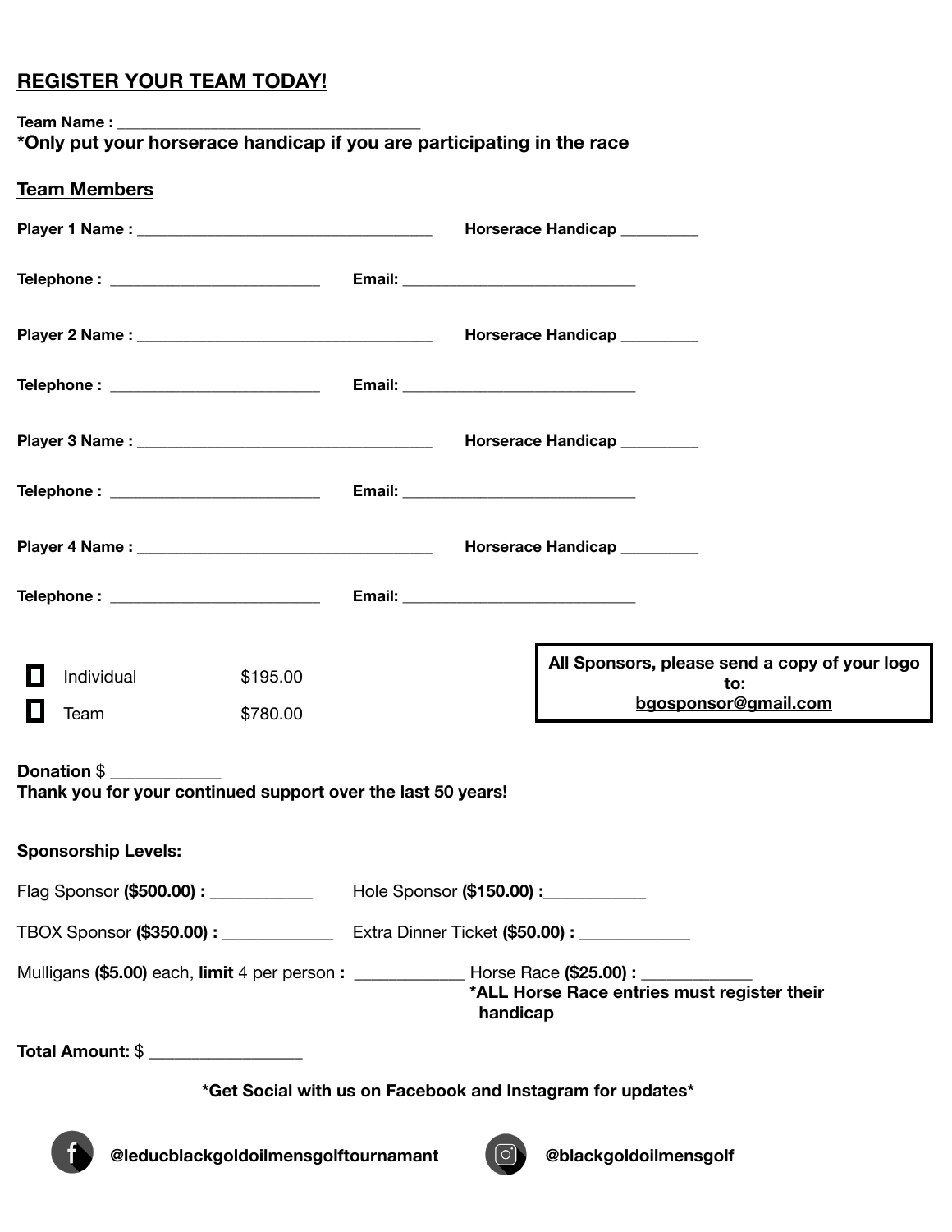## REGISTER YOUR TEAM TODAY!

**Team Name :** ___________________________________

**\*Only put your horserace handicap if you are participating in the race**

**Team Members**

**Player 1 Name :** ___________________________________ **Horserace Handicap** _________

**Telephone :** _________________________ **Email:** ____________________________

**Player 2 Name :** ___________________________________ **Horserace Handicap** _________

**Telephone :** _________________________ **Email:** ____________________________

**Player 3 Name :** ___________________________________ **Horserace Handicap** _________

**Telephone :** _________________________ **Email:** ____________________________

**Player 4 Name :** ___________________________________ **Horserace Handicap** _________

**Telephone :** _________________________ **Email:** ____________________________

- ☐ Individual $195.00
- ☐ Team $780.00

**All Sponsors, please send a copy of your logo to: bgosponsor@gmail.com**

**Donation** $ ____________

**Thank you for your continued support over the last 50 years!**

**Sponsorship Levels:**

Flag Sponsor **($500.00) :** ___________

Hole Sponsor **($150.00) :**___________

TBOX Sponsor **($350.00) :** ____________

Extra Dinner Ticket **($50.00) :** ____________

Mulligans **($5.00)** each, **limit** 4 per person **:** ____________

Horse Race **($25.00) :** ____________

**\*ALL Horse Race entries must register their handicap**

**Total Amount:** $ _________________

**\*Get Social with us on Facebook and Instagram for updates\***

**@leducblackgoldoilmensgolftournamant**

**@blackgoldoilmensgolf**